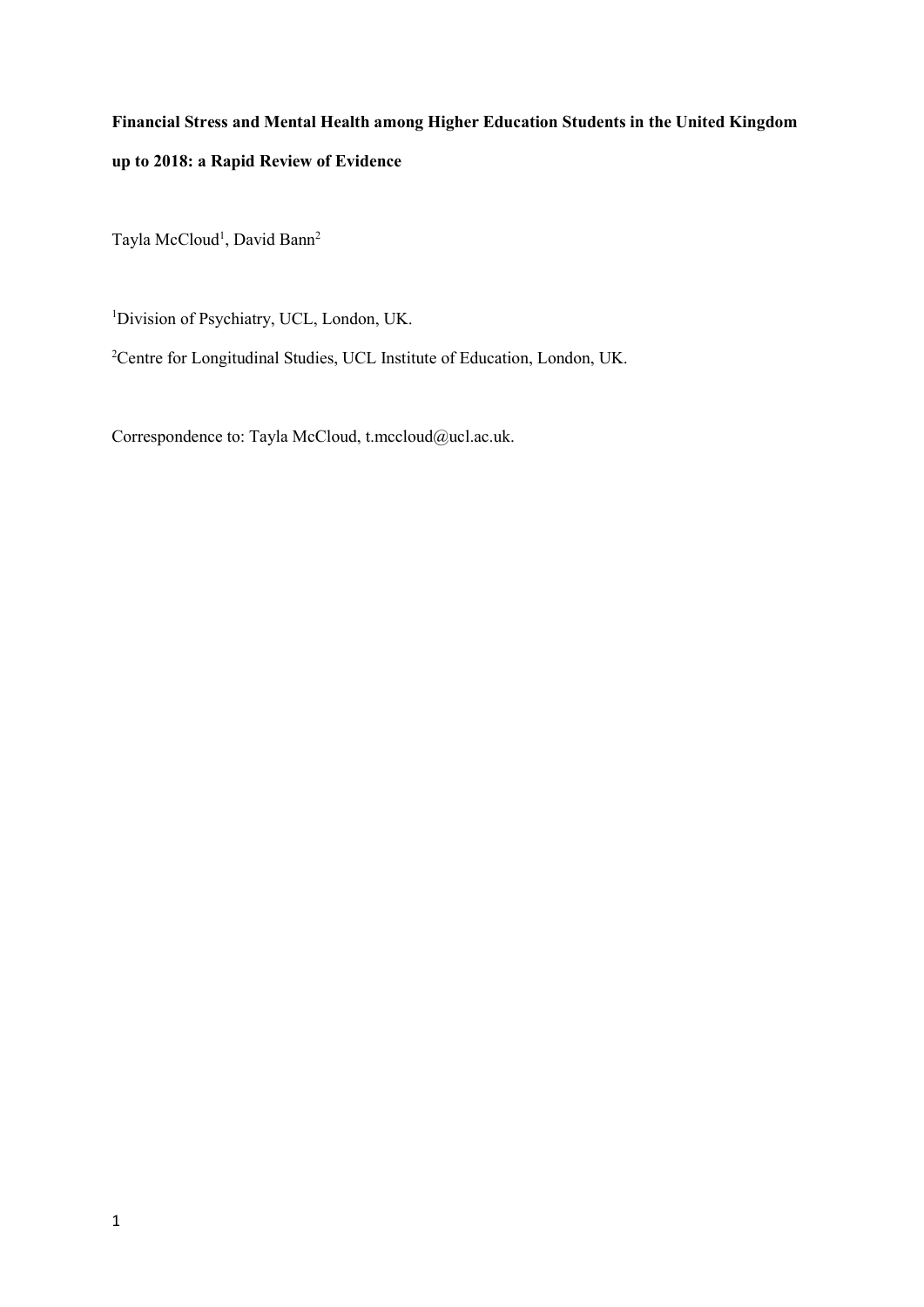**Financial Stress and Mental Health among Higher Education Students in the United Kingdom up to 2018: a Rapid Review of Evidence**

Tayla McCloud[1], David Bann[2]

[1]Division of Psychiatry, UCL, London, UK.

[2]Centre for Longitudinal Studies, UCL Institute of Education, London, UK.

Correspondence to: Tayla McCloud, t.mccloud@ucl.ac.uk.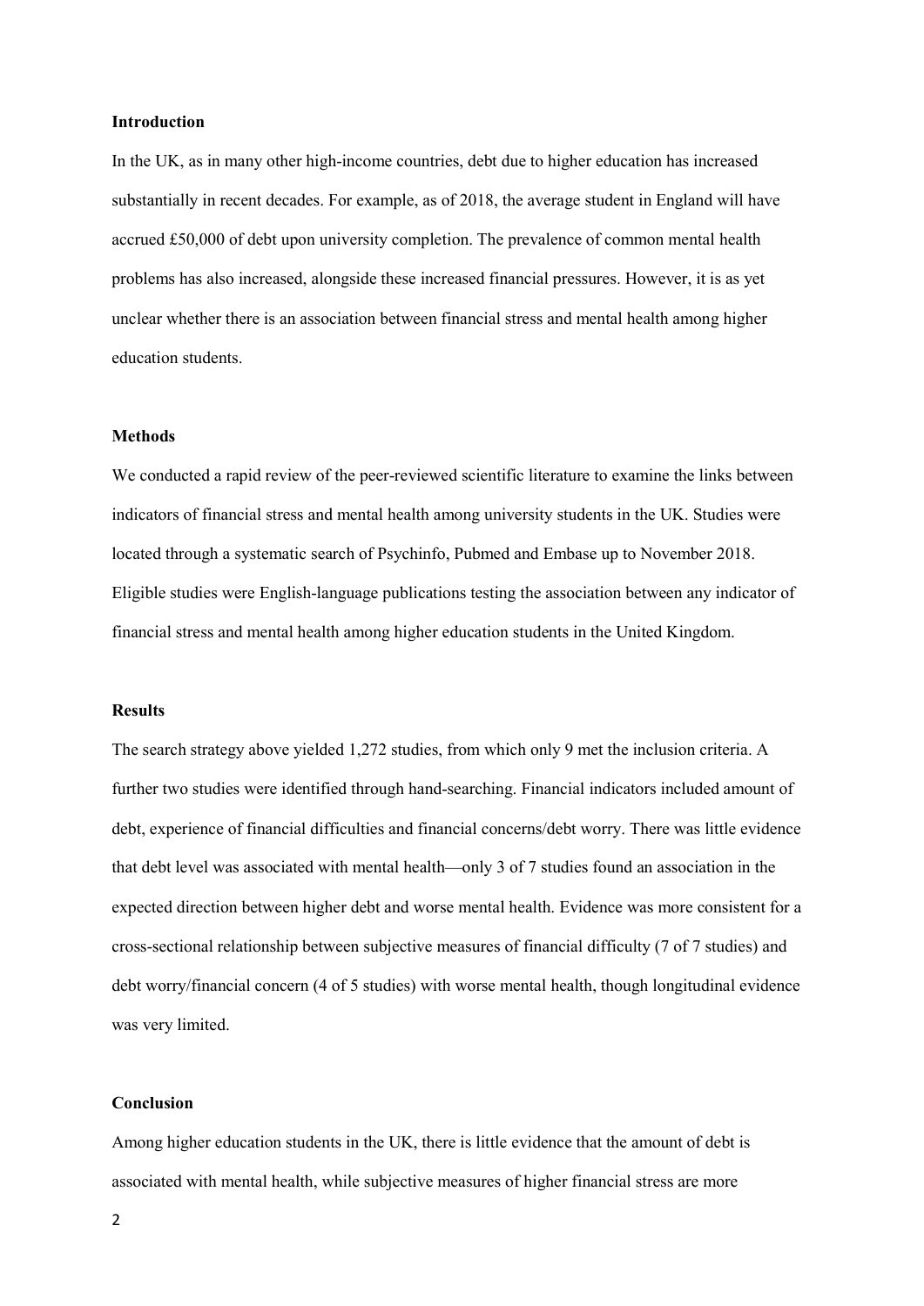**Introduction**

In the UK, as in many other high-income countries, debt due to higher education has increased substantially in recent decades. For example, as of 2018, the average student in England will have accrued £50,000 of debt upon university completion. The prevalence of common mental health problems has also increased, alongside these increased financial pressures. However, it is as yet unclear whether there is an association between financial stress and mental health among higher education students.

**Methods**

We conducted a rapid review of the peer-reviewed scientific literature to examine the links between indicators of financial stress and mental health among university students in the UK. Studies were located through a systematic search of Psychinfo, Pubmed and Embase up to November 2018. Eligible studies were English-language publications testing the association between any indicator of financial stress and mental health among higher education students in the United Kingdom.

**Results**

The search strategy above yielded 1,272 studies, from which only 9 met the inclusion criteria. A further two studies were identified through hand-searching. Financial indicators included amount of debt, experience of financial difficulties and financial concerns/debt worry. There was little evidence that debt level was associated with mental health—only 3 of 7 studies found an association in the expected direction between higher debt and worse mental health. Evidence was more consistent for a cross-sectional relationship between subjective measures of financial difficulty (7 of 7 studies) and debt worry/financial concern (4 of 5 studies) with worse mental health, though longitudinal evidence was very limited.

**Conclusion**

Among higher education students in the UK, there is little evidence that the amount of debt is associated with mental health, while subjective measures of higher financial stress are more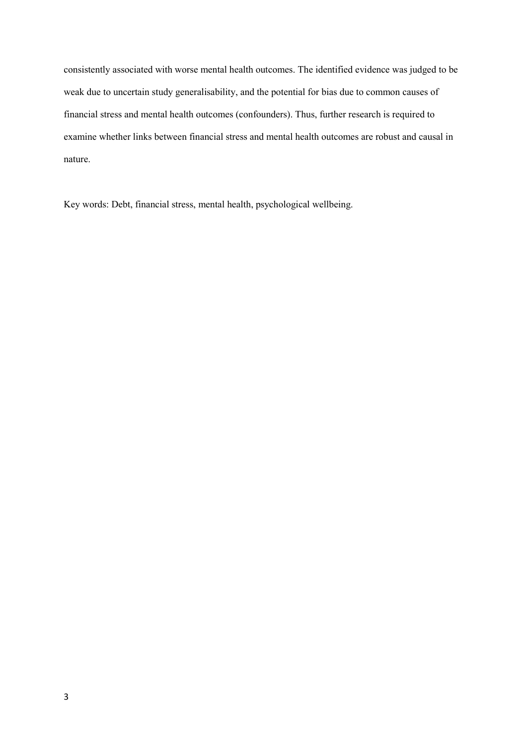consistently associated with worse mental health outcomes. The identified evidence was judged to be weak due to uncertain study generalisability, and the potential for bias due to common causes of financial stress and mental health outcomes (confounders). Thus, further research is required to examine whether links between financial stress and mental health outcomes are robust and causal in nature.

Key words: Debt, financial stress, mental health, psychological wellbeing.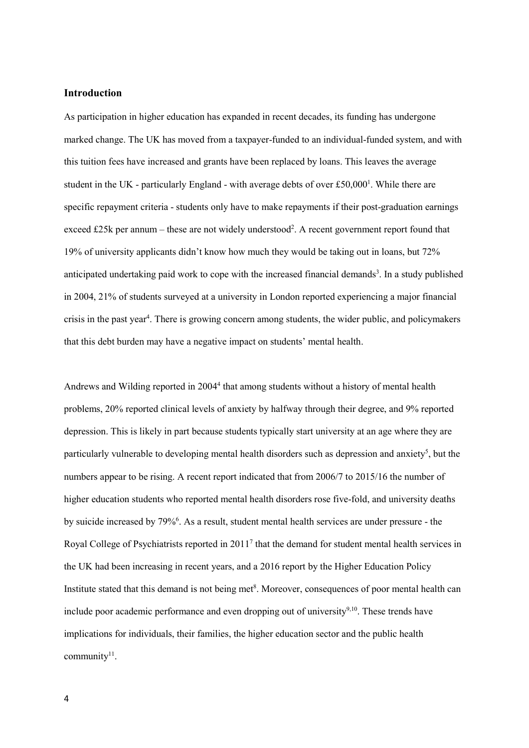## Introduction

As participation in higher education has expanded in recent decades, its funding has undergone marked change. The UK has moved from a taxpayer-funded to an individual-funded system, and with this tuition fees have increased and grants have been replaced by loans. This leaves the average student in the UK - particularly England - with average debts of over £50,000[1]. While there are specific repayment criteria - students only have to make repayments if their post-graduation earnings exceed £25k per annum – these are not widely understood[2]. A recent government report found that 19% of university applicants didn't know how much they would be taking out in loans, but 72% anticipated undertaking paid work to cope with the increased financial demands[3]. In a study published in 2004, 21% of students surveyed at a university in London reported experiencing a major financial crisis in the past year[4]. There is growing concern among students, the wider public, and policymakers that this debt burden may have a negative impact on students' mental health.

Andrews and Wilding reported in 2004[4] that among students without a history of mental health problems, 20% reported clinical levels of anxiety by halfway through their degree, and 9% reported depression. This is likely in part because students typically start university at an age where they are particularly vulnerable to developing mental health disorders such as depression and anxiety[5], but the numbers appear to be rising. A recent report indicated that from 2006/7 to 2015/16 the number of higher education students who reported mental health disorders rose five-fold, and university deaths by suicide increased by 79%[6]. As a result, student mental health services are under pressure - the Royal College of Psychiatrists reported in 2011[7] that the demand for student mental health services in the UK had been increasing in recent years, and a 2016 report by the Higher Education Policy Institute stated that this demand is not being met[8]. Moreover, consequences of poor mental health can include poor academic performance and even dropping out of university[9,10]. These trends have implications for individuals, their families, the higher education sector and the public health community[11].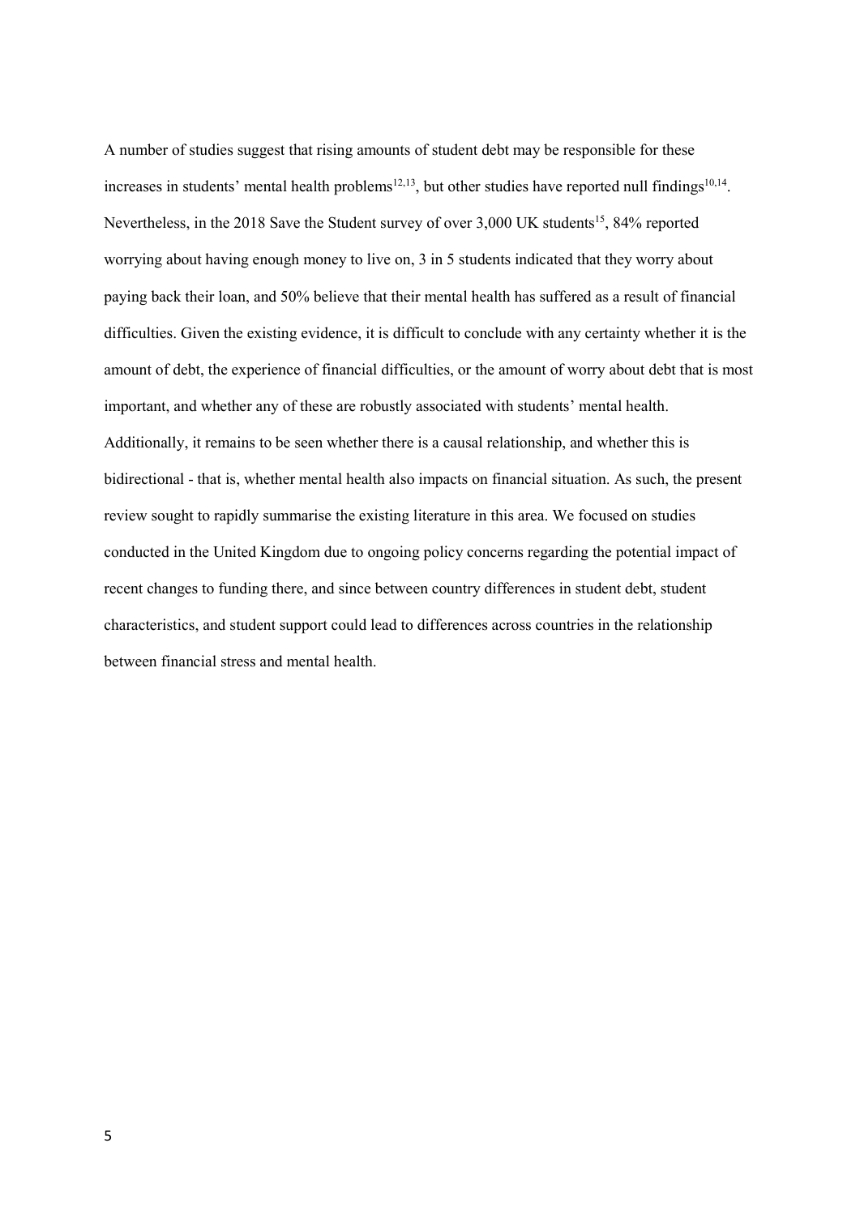A number of studies suggest that rising amounts of student debt may be responsible for these increases in students' mental health problems[12,13], but other studies have reported null findings[10,14]. Nevertheless, in the 2018 Save the Student survey of over 3,000 UK students[15], 84% reported worrying about having enough money to live on, 3 in 5 students indicated that they worry about paying back their loan, and 50% believe that their mental health has suffered as a result of financial difficulties. Given the existing evidence, it is difficult to conclude with any certainty whether it is the amount of debt, the experience of financial difficulties, or the amount of worry about debt that is most important, and whether any of these are robustly associated with students' mental health. Additionally, it remains to be seen whether there is a causal relationship, and whether this is bidirectional - that is, whether mental health also impacts on financial situation. As such, the present review sought to rapidly summarise the existing literature in this area. We focused on studies conducted in the United Kingdom due to ongoing policy concerns regarding the potential impact of recent changes to funding there, and since between country differences in student debt, student characteristics, and student support could lead to differences across countries in the relationship between financial stress and mental health.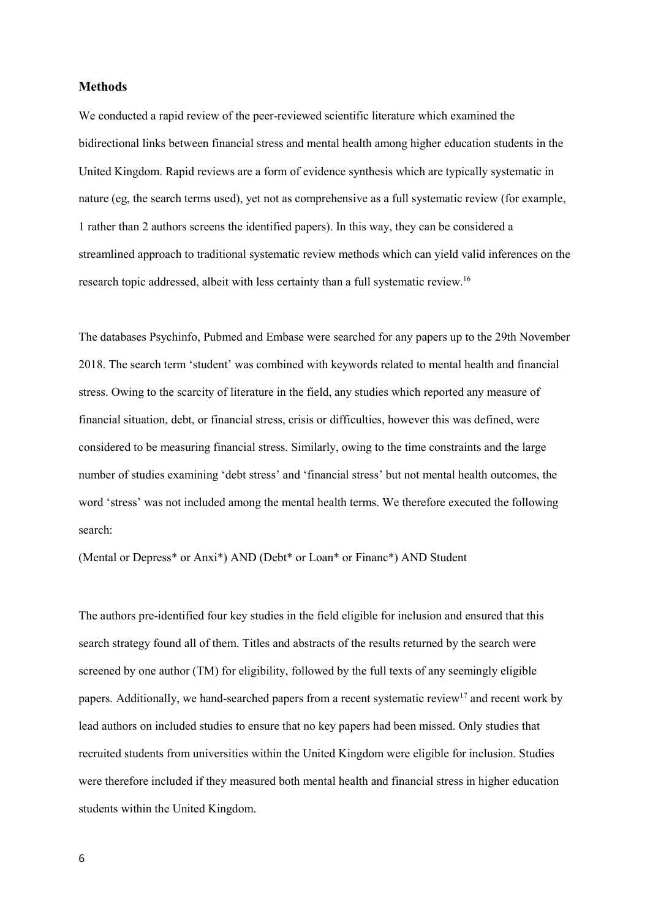### Methods

We conducted a rapid review of the peer-reviewed scientific literature which examined the bidirectional links between financial stress and mental health among higher education students in the United Kingdom. Rapid reviews are a form of evidence synthesis which are typically systematic in nature (eg, the search terms used), yet not as comprehensive as a full systematic review (for example, 1 rather than 2 authors screens the identified papers). In this way, they can be considered a streamlined approach to traditional systematic review methods which can yield valid inferences on the research topic addressed, albeit with less certainty than a full systematic review.[16]

The databases Psychinfo, Pubmed and Embase were searched for any papers up to the 29th November 2018. The search term 'student' was combined with keywords related to mental health and financial stress. Owing to the scarcity of literature in the field, any studies which reported any measure of financial situation, debt, or financial stress, crisis or difficulties, however this was defined, were considered to be measuring financial stress. Similarly, owing to the time constraints and the large number of studies examining 'debt stress' and 'financial stress' but not mental health outcomes, the word 'stress' was not included among the mental health terms. We therefore executed the following search:

(Mental or Depress* or Anxi*) AND (Debt* or Loan* or Financ*) AND Student

The authors pre-identified four key studies in the field eligible for inclusion and ensured that this search strategy found all of them. Titles and abstracts of the results returned by the search were screened by one author (TM) for eligibility, followed by the full texts of any seemingly eligible papers. Additionally, we hand-searched papers from a recent systematic review[17] and recent work by lead authors on included studies to ensure that no key papers had been missed. Only studies that recruited students from universities within the United Kingdom were eligible for inclusion. Studies were therefore included if they measured both mental health and financial stress in higher education students within the United Kingdom.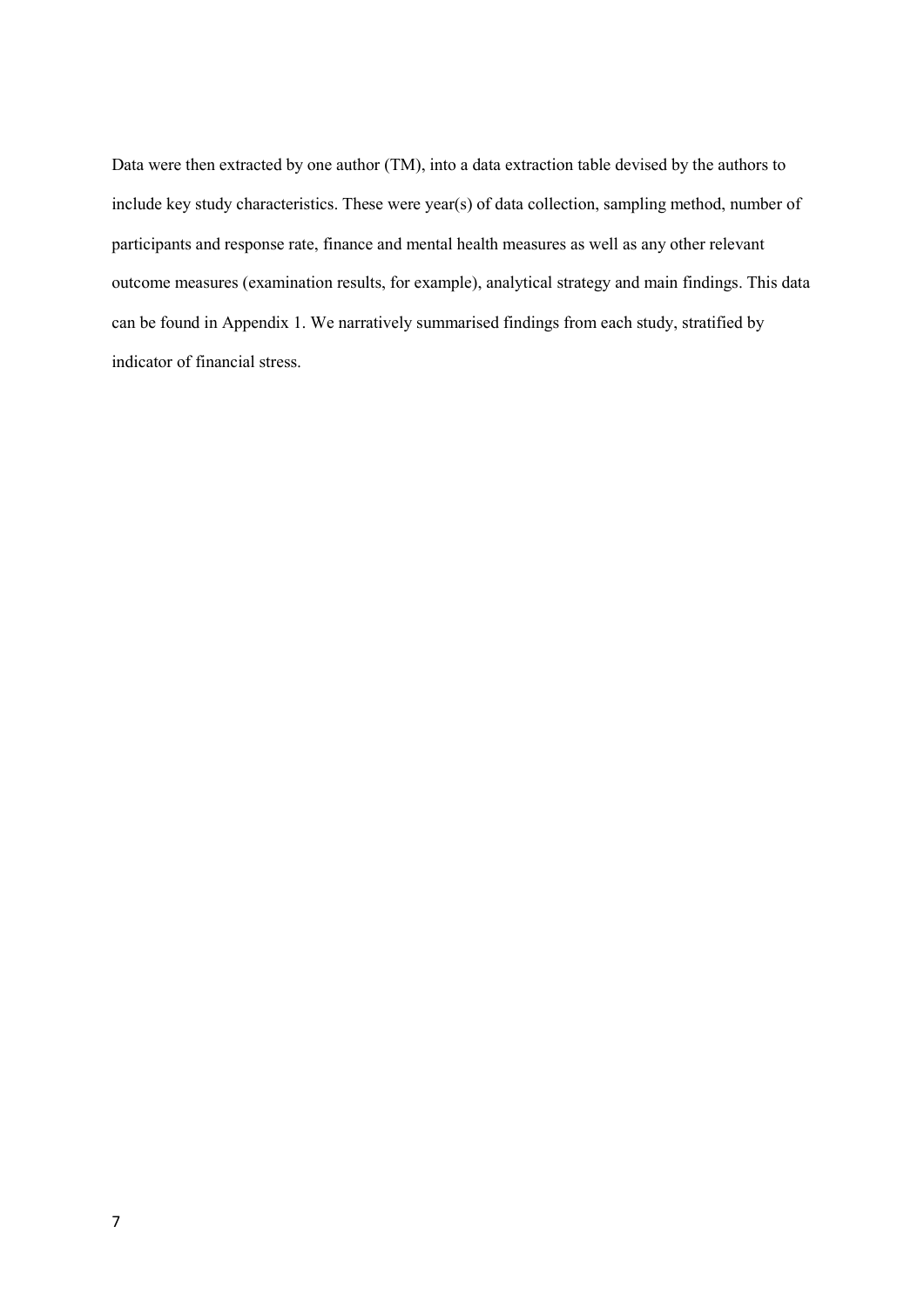Data were then extracted by one author (TM), into a data extraction table devised by the authors to include key study characteristics. These were year(s) of data collection, sampling method, number of participants and response rate, finance and mental health measures as well as any other relevant outcome measures (examination results, for example), analytical strategy and main findings. This data can be found in Appendix 1. We narratively summarised findings from each study, stratified by indicator of financial stress.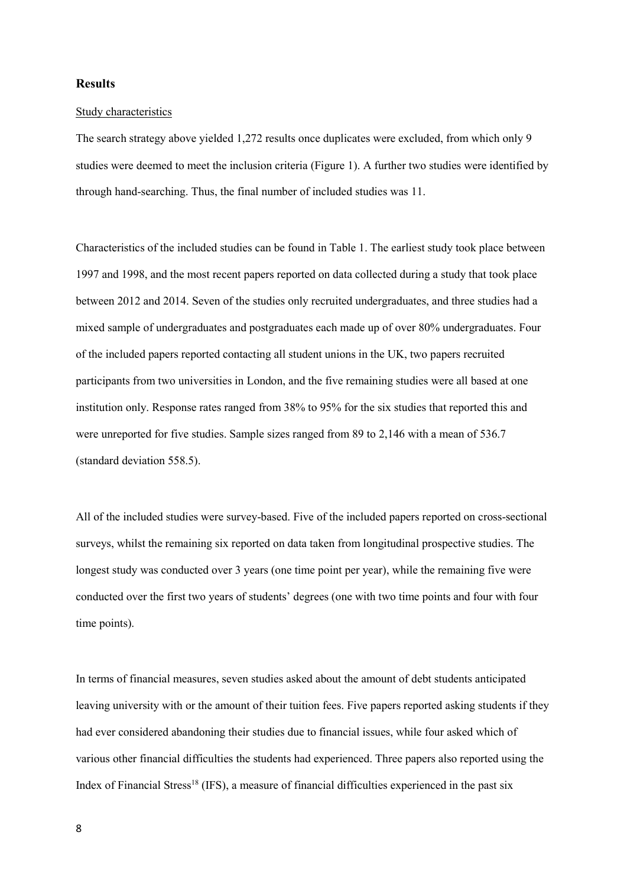## Results

Study characteristics

The search strategy above yielded 1,272 results once duplicates were excluded, from which only 9 studies were deemed to meet the inclusion criteria (Figure 1). A further two studies were identified by through hand-searching. Thus, the final number of included studies was 11.

Characteristics of the included studies can be found in Table 1. The earliest study took place between 1997 and 1998, and the most recent papers reported on data collected during a study that took place between 2012 and 2014. Seven of the studies only recruited undergraduates, and three studies had a mixed sample of undergraduates and postgraduates each made up of over 80% undergraduates. Four of the included papers reported contacting all student unions in the UK, two papers recruited participants from two universities in London, and the five remaining studies were all based at one institution only. Response rates ranged from 38% to 95% for the six studies that reported this and were unreported for five studies. Sample sizes ranged from 89 to 2,146 with a mean of 536.7 (standard deviation 558.5).

All of the included studies were survey-based. Five of the included papers reported on cross-sectional surveys, whilst the remaining six reported on data taken from longitudinal prospective studies. The longest study was conducted over 3 years (one time point per year), while the remaining five were conducted over the first two years of students' degrees (one with two time points and four with four time points).

In terms of financial measures, seven studies asked about the amount of debt students anticipated leaving university with or the amount of their tuition fees. Five papers reported asking students if they had ever considered abandoning their studies due to financial issues, while four asked which of various other financial difficulties the students had experienced. Three papers also reported using the Index of Financial Stress[18] (IFS), a measure of financial difficulties experienced in the past six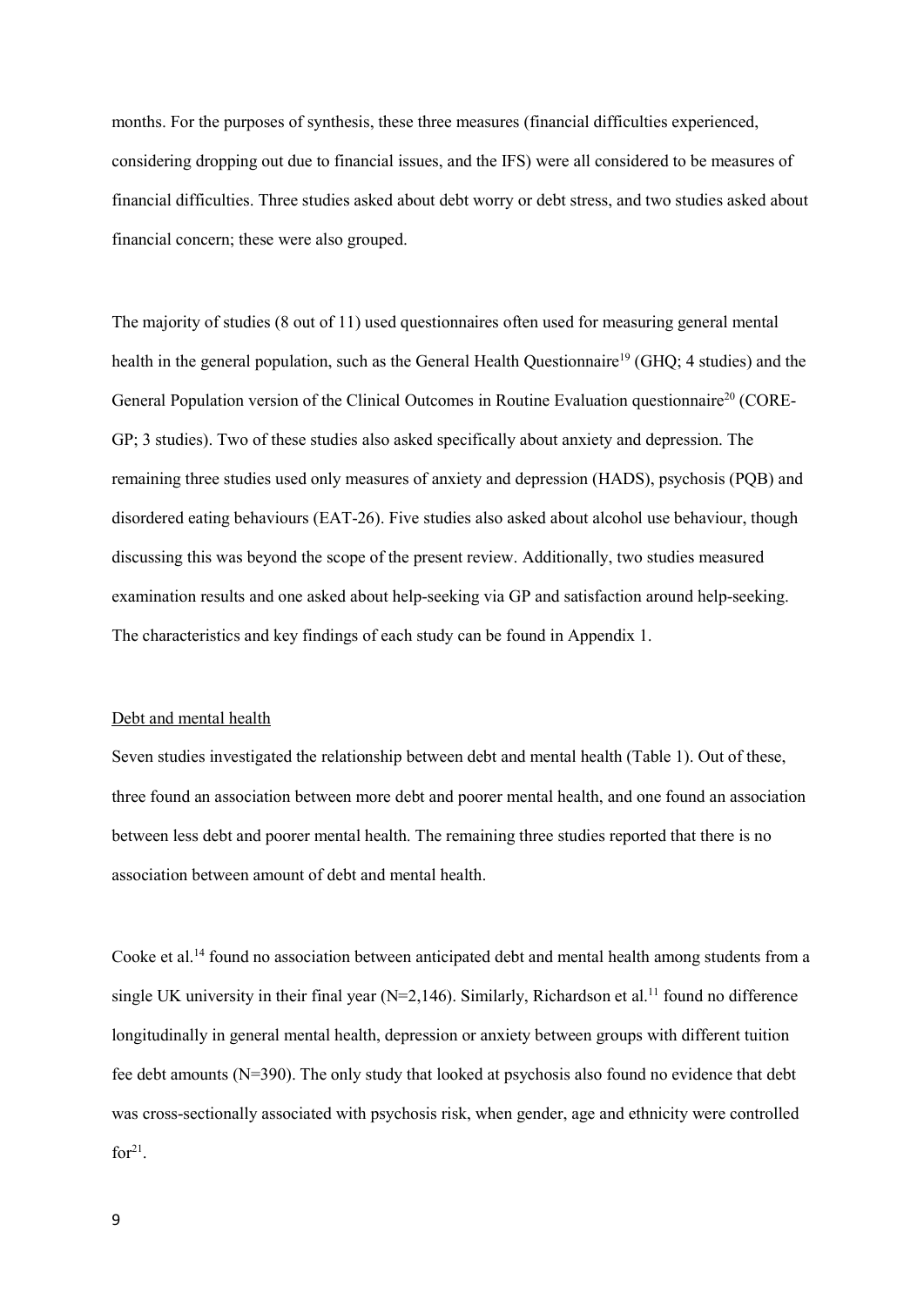months. For the purposes of synthesis, these three measures (financial difficulties experienced, considering dropping out due to financial issues, and the IFS) were all considered to be measures of financial difficulties. Three studies asked about debt worry or debt stress, and two studies asked about financial concern; these were also grouped.

The majority of studies (8 out of 11) used questionnaires often used for measuring general mental health in the general population, such as the General Health Questionnaire[19] (GHQ; 4 studies) and the General Population version of the Clinical Outcomes in Routine Evaluation questionnaire[20] (CORE-GP; 3 studies). Two of these studies also asked specifically about anxiety and depression. The remaining three studies used only measures of anxiety and depression (HADS), psychosis (PQB) and disordered eating behaviours (EAT-26). Five studies also asked about alcohol use behaviour, though discussing this was beyond the scope of the present review. Additionally, two studies measured examination results and one asked about help-seeking via GP and satisfaction around help-seeking. The characteristics and key findings of each study can be found in Appendix 1.

Debt and mental health

Seven studies investigated the relationship between debt and mental health (Table 1). Out of these, three found an association between more debt and poorer mental health, and one found an association between less debt and poorer mental health. The remaining three studies reported that there is no association between amount of debt and mental health.

Cooke et al.[14] found no association between anticipated debt and mental health among students from a single UK university in their final year (N=2,146). Similarly, Richardson et al.[11] found no difference longitudinally in general mental health, depression or anxiety between groups with different tuition fee debt amounts (N=390). The only study that looked at psychosis also found no evidence that debt was cross-sectionally associated with psychosis risk, when gender, age and ethnicity were controlled for[21].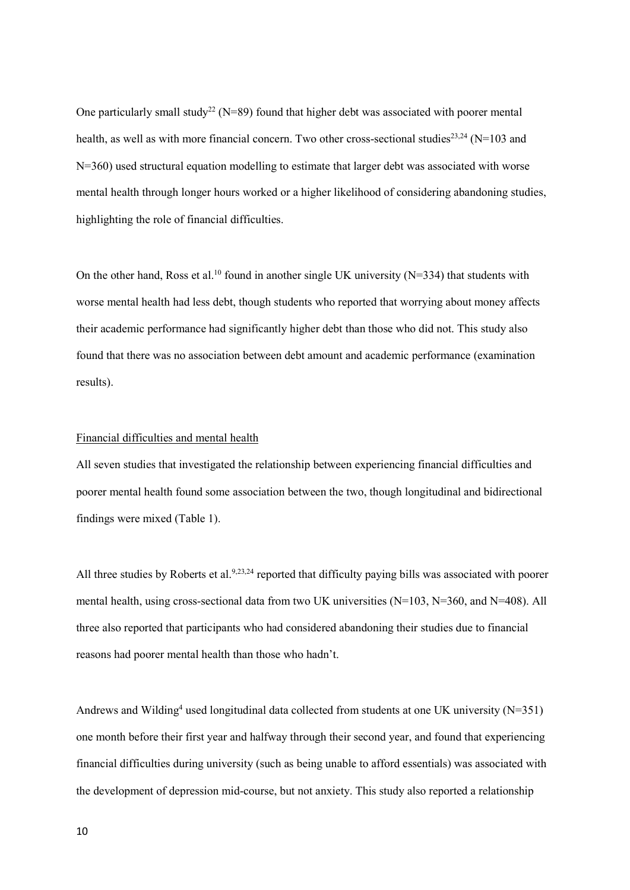One particularly small study[22] (N=89) found that higher debt was associated with poorer mental health, as well as with more financial concern. Two other cross-sectional studies[23,24] (N=103 and N=360) used structural equation modelling to estimate that larger debt was associated with worse mental health through longer hours worked or a higher likelihood of considering abandoning studies, highlighting the role of financial difficulties.

On the other hand, Ross et al.[10] found in another single UK university (N=334) that students with worse mental health had less debt, though students who reported that worrying about money affects their academic performance had significantly higher debt than those who did not. This study also found that there was no association between debt amount and academic performance (examination results).

Financial difficulties and mental health

All seven studies that investigated the relationship between experiencing financial difficulties and poorer mental health found some association between the two, though longitudinal and bidirectional findings were mixed (Table 1).

All three studies by Roberts et al.[9,23,24] reported that difficulty paying bills was associated with poorer mental health, using cross-sectional data from two UK universities (N=103, N=360, and N=408). All three also reported that participants who had considered abandoning their studies due to financial reasons had poorer mental health than those who hadn't.

Andrews and Wilding[4] used longitudinal data collected from students at one UK university (N=351) one month before their first year and halfway through their second year, and found that experiencing financial difficulties during university (such as being unable to afford essentials) was associated with the development of depression mid-course, but not anxiety. This study also reported a relationship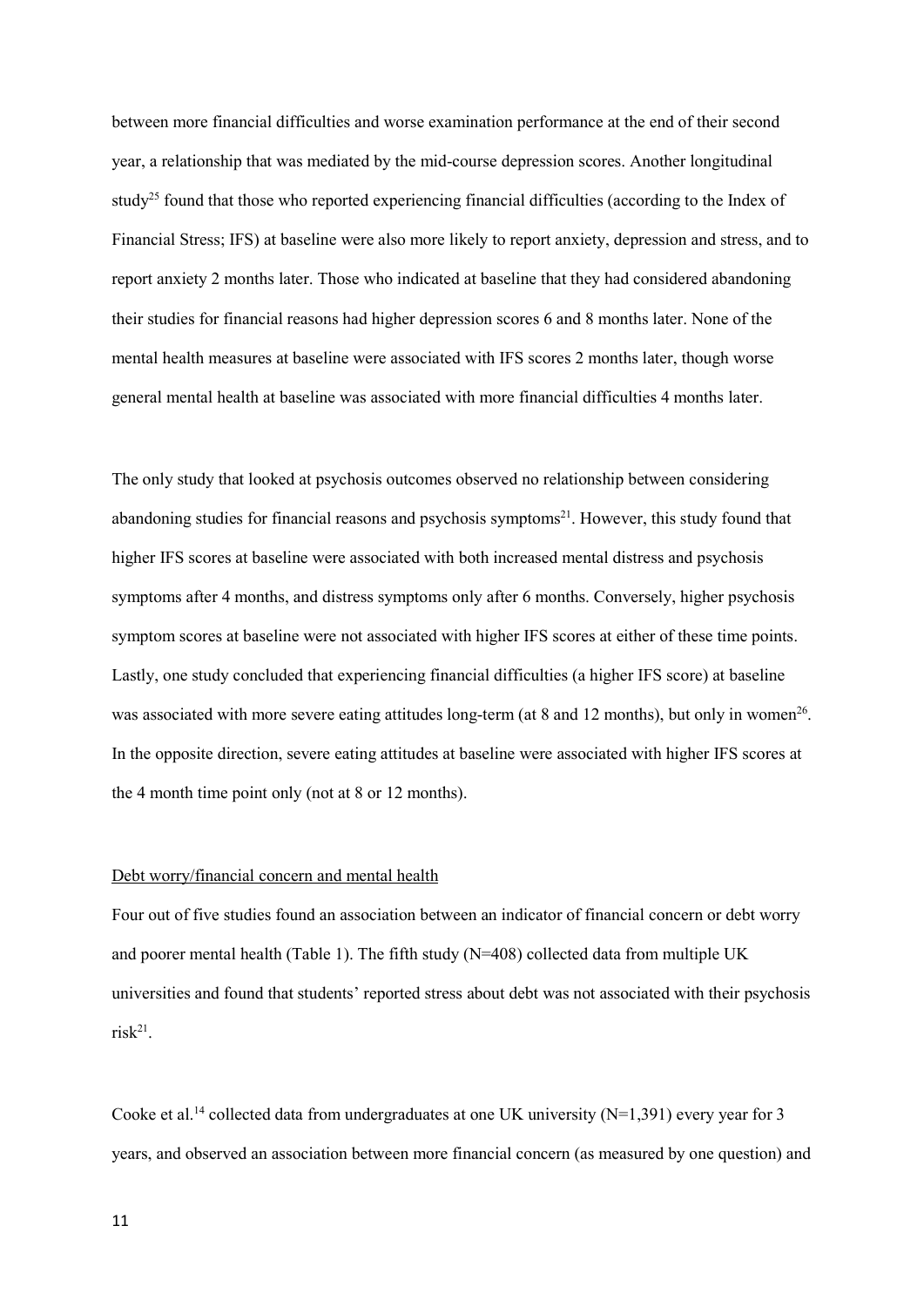between more financial difficulties and worse examination performance at the end of their second year, a relationship that was mediated by the mid-course depression scores. Another longitudinal study[25] found that those who reported experiencing financial difficulties (according to the Index of Financial Stress; IFS) at baseline were also more likely to report anxiety, depression and stress, and to report anxiety 2 months later. Those who indicated at baseline that they had considered abandoning their studies for financial reasons had higher depression scores 6 and 8 months later. None of the mental health measures at baseline were associated with IFS scores 2 months later, though worse general mental health at baseline was associated with more financial difficulties 4 months later.

The only study that looked at psychosis outcomes observed no relationship between considering abandoning studies for financial reasons and psychosis symptoms[21]. However, this study found that higher IFS scores at baseline were associated with both increased mental distress and psychosis symptoms after 4 months, and distress symptoms only after 6 months. Conversely, higher psychosis symptom scores at baseline were not associated with higher IFS scores at either of these time points. Lastly, one study concluded that experiencing financial difficulties (a higher IFS score) at baseline was associated with more severe eating attitudes long-term (at 8 and 12 months), but only in women[26]. In the opposite direction, severe eating attitudes at baseline were associated with higher IFS scores at the 4 month time point only (not at 8 or 12 months).

Debt worry/financial concern and mental health

Four out of five studies found an association between an indicator of financial concern or debt worry and poorer mental health (Table 1). The fifth study (N=408) collected data from multiple UK universities and found that students' reported stress about debt was not associated with their psychosis risk[21].

Cooke et al.[14] collected data from undergraduates at one UK university (N=1,391) every year for 3 years, and observed an association between more financial concern (as measured by one question) and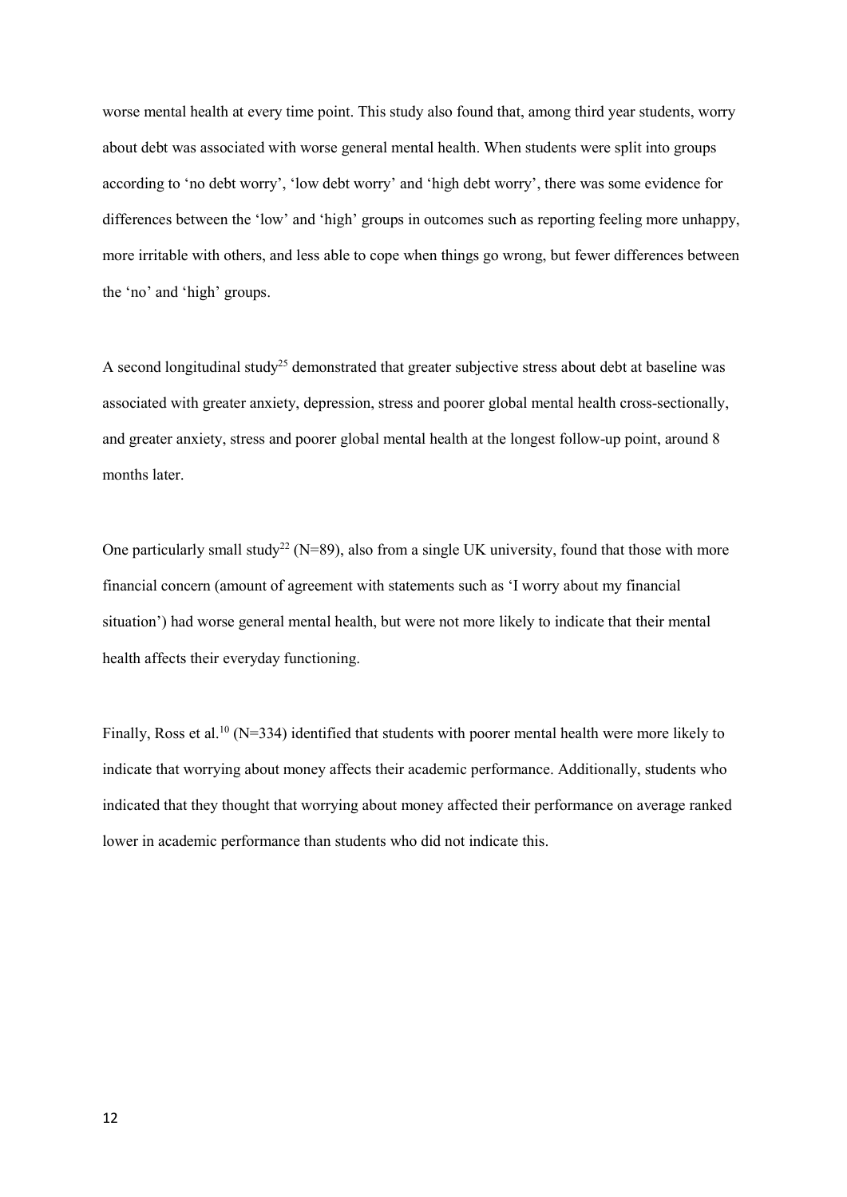worse mental health at every time point. This study also found that, among third year students, worry about debt was associated with worse general mental health. When students were split into groups according to 'no debt worry', 'low debt worry' and 'high debt worry', there was some evidence for differences between the 'low' and 'high' groups in outcomes such as reporting feeling more unhappy, more irritable with others, and less able to cope when things go wrong, but fewer differences between the 'no' and 'high' groups.

A second longitudinal study[25] demonstrated that greater subjective stress about debt at baseline was associated with greater anxiety, depression, stress and poorer global mental health cross-sectionally, and greater anxiety, stress and poorer global mental health at the longest follow-up point, around 8 months later.

One particularly small study[22] (N=89), also from a single UK university, found that those with more financial concern (amount of agreement with statements such as 'I worry about my financial situation') had worse general mental health, but were not more likely to indicate that their mental health affects their everyday functioning.

Finally, Ross et al.[10] (N=334) identified that students with poorer mental health were more likely to indicate that worrying about money affects their academic performance. Additionally, students who indicated that they thought that worrying about money affected their performance on average ranked lower in academic performance than students who did not indicate this.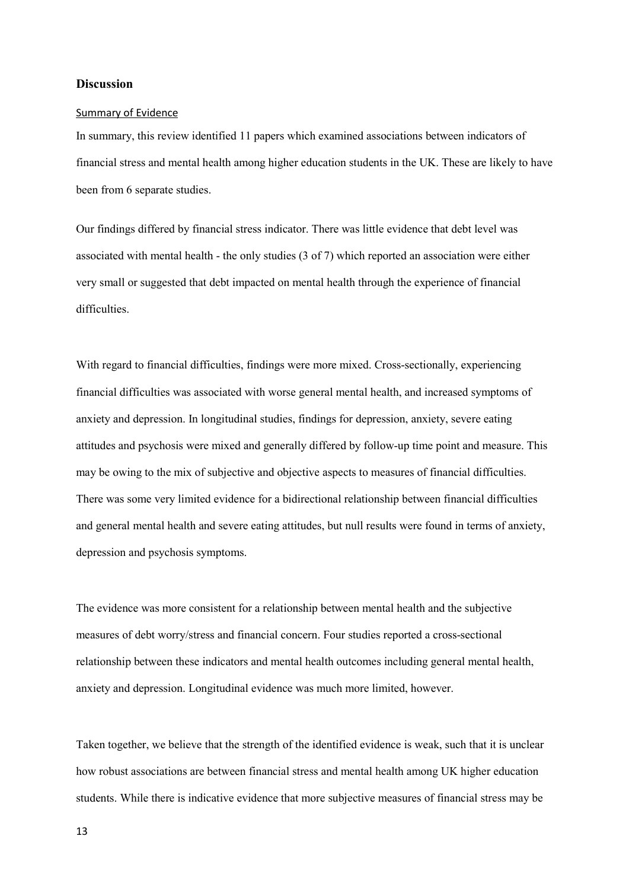## Discussion

### Summary of Evidence

In summary, this review identified 11 papers which examined associations between indicators of financial stress and mental health among higher education students in the UK. These are likely to have been from 6 separate studies.

Our findings differed by financial stress indicator. There was little evidence that debt level was associated with mental health - the only studies (3 of 7) which reported an association were either very small or suggested that debt impacted on mental health through the experience of financial difficulties.

With regard to financial difficulties, findings were more mixed. Cross-sectionally, experiencing financial difficulties was associated with worse general mental health, and increased symptoms of anxiety and depression. In longitudinal studies, findings for depression, anxiety, severe eating attitudes and psychosis were mixed and generally differed by follow-up time point and measure. This may be owing to the mix of subjective and objective aspects to measures of financial difficulties. There was some very limited evidence for a bidirectional relationship between financial difficulties and general mental health and severe eating attitudes, but null results were found in terms of anxiety, depression and psychosis symptoms.

The evidence was more consistent for a relationship between mental health and the subjective measures of debt worry/stress and financial concern. Four studies reported a cross-sectional relationship between these indicators and mental health outcomes including general mental health, anxiety and depression. Longitudinal evidence was much more limited, however.

Taken together, we believe that the strength of the identified evidence is weak, such that it is unclear how robust associations are between financial stress and mental health among UK higher education students. While there is indicative evidence that more subjective measures of financial stress may be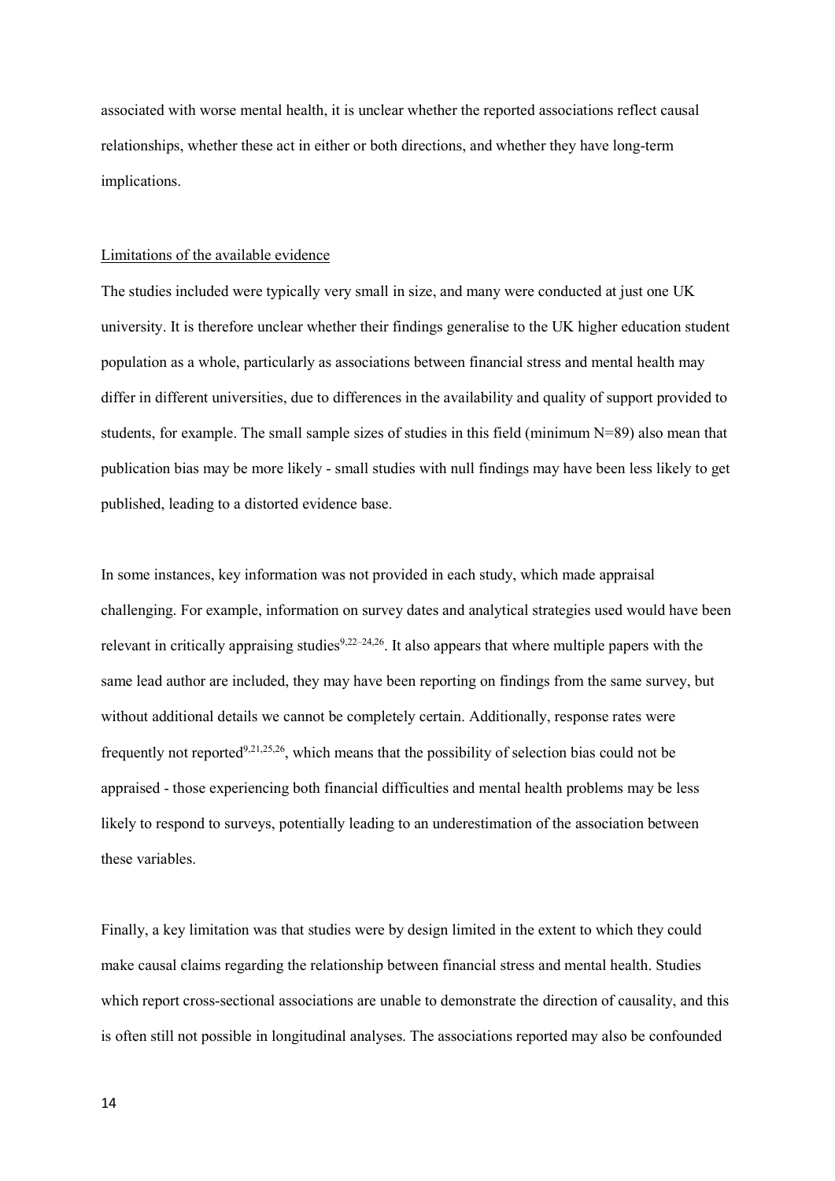associated with worse mental health, it is unclear whether the reported associations reflect causal relationships, whether these act in either or both directions, and whether they have long-term implications.

## Limitations of the available evidence

The studies included were typically very small in size, and many were conducted at just one UK university. It is therefore unclear whether their findings generalise to the UK higher education student population as a whole, particularly as associations between financial stress and mental health may differ in different universities, due to differences in the availability and quality of support provided to students, for example. The small sample sizes of studies in this field (minimum N=89) also mean that publication bias may be more likely - small studies with null findings may have been less likely to get published, leading to a distorted evidence base.

In some instances, key information was not provided in each study, which made appraisal challenging. For example, information on survey dates and analytical strategies used would have been relevant in critically appraising studies[9,22–24,26]. It also appears that where multiple papers with the same lead author are included, they may have been reporting on findings from the same survey, but without additional details we cannot be completely certain. Additionally, response rates were frequently not reported[9,21,25,26], which means that the possibility of selection bias could not be appraised - those experiencing both financial difficulties and mental health problems may be less likely to respond to surveys, potentially leading to an underestimation of the association between these variables.

Finally, a key limitation was that studies were by design limited in the extent to which they could make causal claims regarding the relationship between financial stress and mental health. Studies which report cross-sectional associations are unable to demonstrate the direction of causality, and this is often still not possible in longitudinal analyses. The associations reported may also be confounded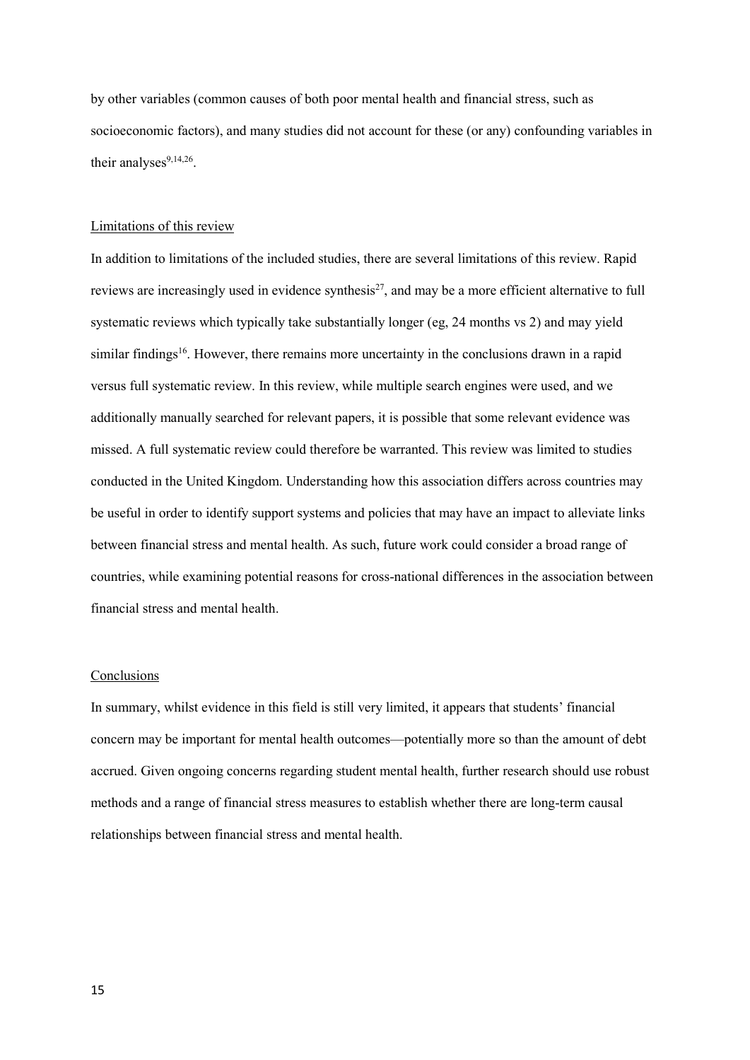by other variables (common causes of both poor mental health and financial stress, such as socioeconomic factors), and many studies did not account for these (or any) confounding variables in their analyses[9,14,26].

## Limitations of this review

In addition to limitations of the included studies, there are several limitations of this review. Rapid reviews are increasingly used in evidence synthesis[27], and may be a more efficient alternative to full systematic reviews which typically take substantially longer (eg, 24 months vs 2) and may yield similar findings[16]. However, there remains more uncertainty in the conclusions drawn in a rapid versus full systematic review. In this review, while multiple search engines were used, and we additionally manually searched for relevant papers, it is possible that some relevant evidence was missed. A full systematic review could therefore be warranted. This review was limited to studies conducted in the United Kingdom. Understanding how this association differs across countries may be useful in order to identify support systems and policies that may have an impact to alleviate links between financial stress and mental health. As such, future work could consider a broad range of countries, while examining potential reasons for cross-national differences in the association between financial stress and mental health.

## Conclusions

In summary, whilst evidence in this field is still very limited, it appears that students' financial concern may be important for mental health outcomes—potentially more so than the amount of debt accrued. Given ongoing concerns regarding student mental health, further research should use robust methods and a range of financial stress measures to establish whether there are long-term causal relationships between financial stress and mental health.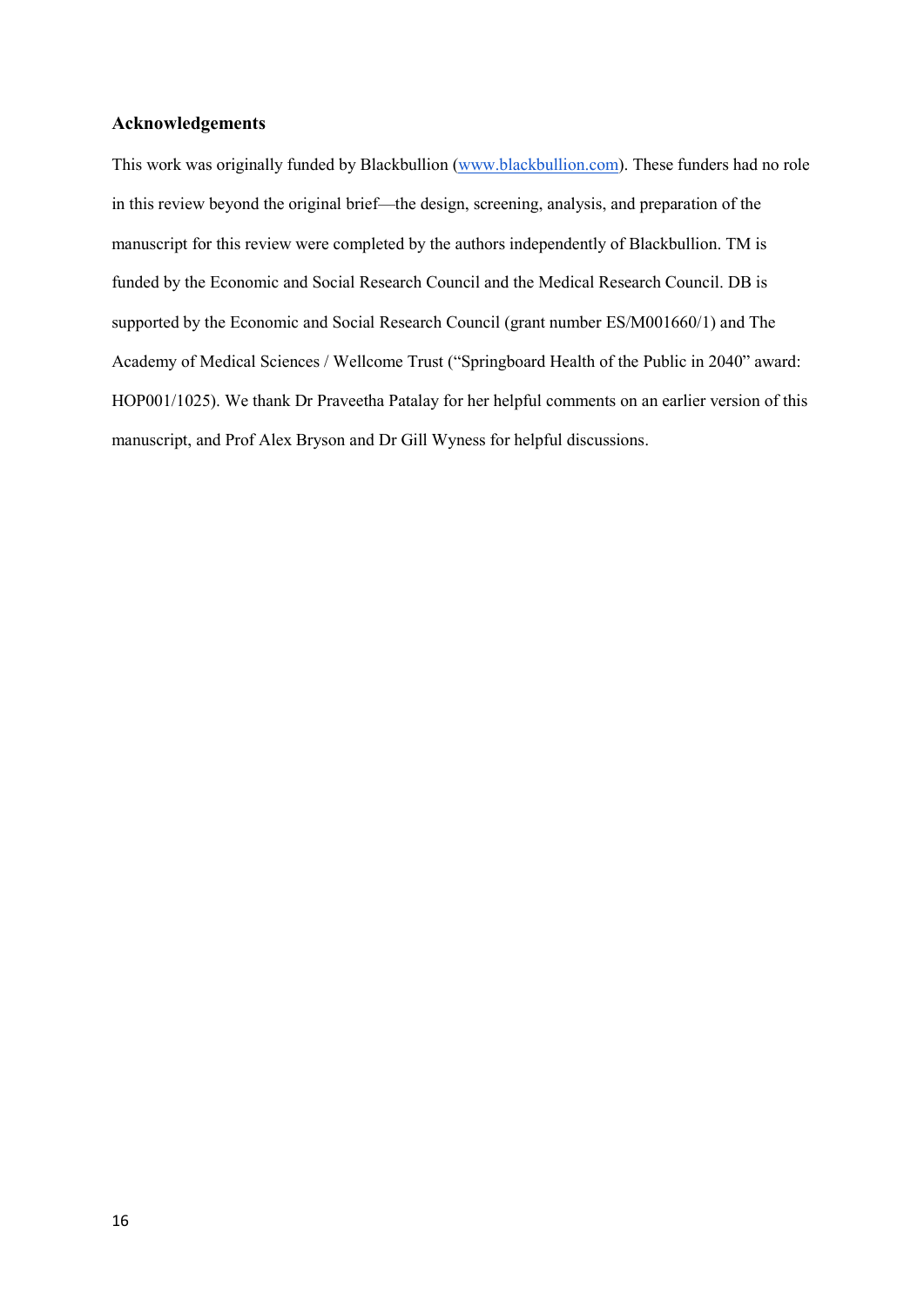### Acknowledgements

This work was originally funded by Blackbullion ([www.blackbullion.com](www.blackbullion.com)). These funders had no role in this review beyond the original brief—the design, screening, analysis, and preparation of the manuscript for this review were completed by the authors independently of Blackbullion. TM is funded by the Economic and Social Research Council and the Medical Research Council. DB is supported by the Economic and Social Research Council (grant number ES/M001660/1) and The Academy of Medical Sciences / Wellcome Trust ("Springboard Health of the Public in 2040" award: HOP001/1025). We thank Dr Praveetha Patalay for her helpful comments on an earlier version of this manuscript, and Prof Alex Bryson and Dr Gill Wyness for helpful discussions.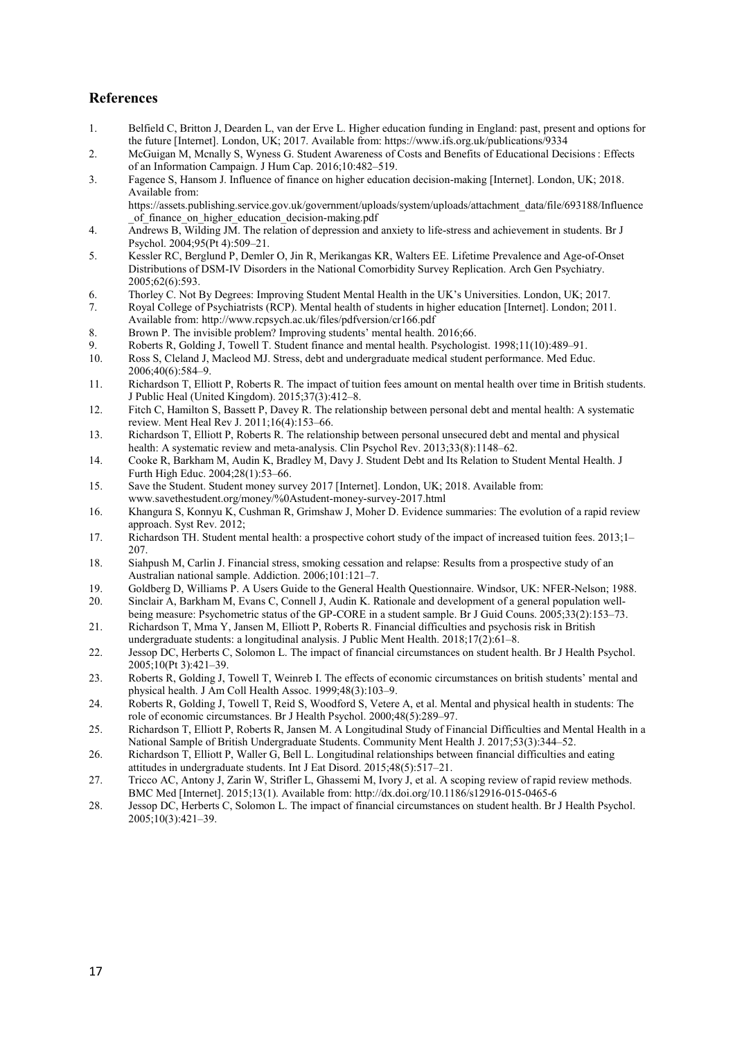## References

1. Belfield C, Britton J, Dearden L, van der Erve L. Higher education funding in England: past, present and options for the future [Internet]. London, UK; 2017. Available from: https://www.ifs.org.uk/publications/9334
2. McGuigan M, Mcnally S, Wyness G. Student Awareness of Costs and Benefits of Educational Decisions : Effects of an Information Campaign. J Hum Cap. 2016;10:482–519.
3. Fagence S, Hansom J. Influence of finance on higher education decision-making [Internet]. London, UK; 2018. Available from: https://assets.publishing.service.gov.uk/government/uploads/system/uploads/attachment_data/file/693188/Influence_of_finance_on_higher_education_decision-making.pdf
4. Andrews B, Wilding JM. The relation of depression and anxiety to life-stress and achievement in students. Br J Psychol. 2004;95(Pt 4):509–21.
5. Kessler RC, Berglund P, Demler O, Jin R, Merikangas KR, Walters EE. Lifetime Prevalence and Age-of-Onset Distributions of DSM-IV Disorders in the National Comorbidity Survey Replication. Arch Gen Psychiatry. 2005;62(6):593.
6. Thorley C. Not By Degrees: Improving Student Mental Health in the UK's Universities. London, UK; 2017.
7. Royal College of Psychiatrists (RCP). Mental health of students in higher education [Internet]. London; 2011. Available from: http://www.rcpsych.ac.uk/files/pdfversion/cr166.pdf
8. Brown P. The invisible problem? Improving students' mental health. 2016;66.
9. Roberts R, Golding J, Towell T. Student finance and mental health. Psychologist. 1998;11(10):489–91.
10. Ross S, Cleland J, Macleod MJ. Stress, debt and undergraduate medical student performance. Med Educ. 2006;40(6):584–9.
11. Richardson T, Elliott P, Roberts R. The impact of tuition fees amount on mental health over time in British students. J Public Heal (United Kingdom). 2015;37(3):412–8.
12. Fitch C, Hamilton S, Bassett P, Davey R. The relationship between personal debt and mental health: A systematic review. Ment Heal Rev J. 2011;16(4):153–66.
13. Richardson T, Elliott P, Roberts R. The relationship between personal unsecured debt and mental and physical health: A systematic review and meta-analysis. Clin Psychol Rev. 2013;33(8):1148–62.
14. Cooke R, Barkham M, Audin K, Bradley M, Davy J. Student Debt and Its Relation to Student Mental Health. J Furth High Educ. 2004;28(1):53–66.
15. Save the Student. Student money survey 2017 [Internet]. London, UK; 2018. Available from: www.savethestudent.org/money/%0Astudent-money-survey-2017.html
16. Khangura S, Konnyu K, Cushman R, Grimshaw J, Moher D. Evidence summaries: The evolution of a rapid review approach. Syst Rev. 2012;
17. Richardson TH. Student mental health: a prospective cohort study of the impact of increased tuition fees. 2013;1–207.
18. Siahpush M, Carlin J. Financial stress, smoking cessation and relapse: Results from a prospective study of an Australian national sample. Addiction. 2006;101:121–7.
19. Goldberg D, Williams P. A Users Guide to the General Health Questionnaire. Windsor, UK: NFER-Nelson; 1988.
20. Sinclair A, Barkham M, Evans C, Connell J, Audin K. Rationale and development of a general population well-being measure: Psychometric status of the GP-CORE in a student sample. Br J Guid Couns. 2005;33(2):153–73.
21. Richardson T, Mma Y, Jansen M, Elliott P, Roberts R. Financial difficulties and psychosis risk in British undergraduate students: a longitudinal analysis. J Public Ment Health. 2018;17(2):61–8.
22. Jessop DC, Herberts C, Solomon L. The impact of financial circumstances on student health. Br J Health Psychol. 2005;10(Pt 3):421–39.
23. Roberts R, Golding J, Towell T, Weinreb I. The effects of economic circumstances on british students' mental and physical health. J Am Coll Health Assoc. 1999;48(3):103–9.
24. Roberts R, Golding J, Towell T, Reid S, Woodford S, Vetere A, et al. Mental and physical health in students: The role of economic circumstances. Br J Health Psychol. 2000;48(5):289–97.
25. Richardson T, Elliott P, Roberts R, Jansen M. A Longitudinal Study of Financial Difficulties and Mental Health in a National Sample of British Undergraduate Students. Community Ment Health J. 2017;53(3):344–52.
26. Richardson T, Elliott P, Waller G, Bell L. Longitudinal relationships between financial difficulties and eating attitudes in undergraduate students. Int J Eat Disord. 2015;48(5):517–21.
27. Tricco AC, Antony J, Zarin W, Strifler L, Ghassemi M, Ivory J, et al. A scoping review of rapid review methods. BMC Med [Internet]. 2015;13(1). Available from: http://dx.doi.org/10.1186/s12916-015-0465-6
28. Jessop DC, Herberts C, Solomon L. The impact of financial circumstances on student health. Br J Health Psychol. 2005;10(3):421–39.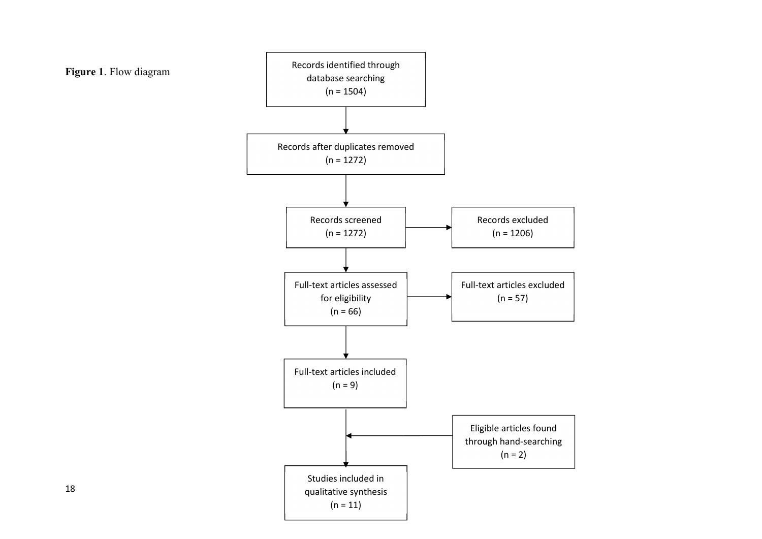**Figure 1**. Flow diagram

Records identified through database searching (n = 1504)

↓

Records after duplicates removed (n = 1272)

↓

Records screened (n = 1272) → Records excluded (n = 1206)

↓

Full-text articles assessed for eligibility (n = 66) → Full-text articles excluded (n = 57)

↓

Full-text articles included (n = 9)

↓ ← Eligible articles found through hand-searching (n = 2)

Studies included in qualitative synthesis (n = 11)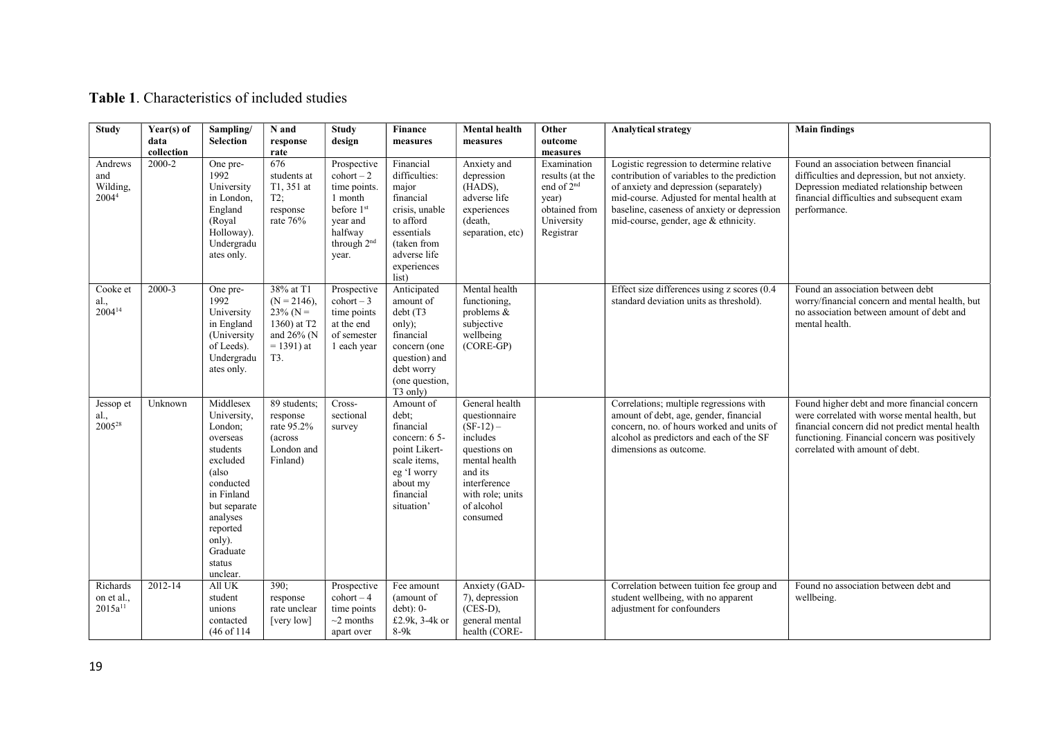**Table 1**. Characteristics of included studies

| Study | Year(s) of data collection | Sampling/ Selection | N and response rate | Study design | Finance measures | Mental health measures | Other outcome measures | Analytical strategy | Main findings |
|---|---|---|---|---|---|---|---|---|---|
| Andrews and Wilding, 2004[4] | 2000-2 | One pre-1992 University in London, England (Royal Holloway). Undergraduates only. | 676 students at T1, 351 at T2; response rate 76% | Prospective cohort – 2 time points. 1 month before 1st year and halfway through 2nd year. | Financial difficulties: major financial crisis, unable to afford essentials (taken from adverse life experiences list) | Anxiety and depression (HADS), adverse life experiences (death, separation, etc) | Examination results (at the end of 2nd year) obtained from University Registrar | Logistic regression to determine relative contribution of variables to the prediction of anxiety and depression (separately) mid-course. Adjusted for mental health at baseline, caseness of anxiety or depression mid-course, gender, age & ethnicity. | Found an association between financial difficulties and depression, but not anxiety. Depression mediated relationship between financial difficulties and subsequent exam performance. |
| Cooke et al., 2004[14] | 2000-3 | One pre-1992 University in England (University of Leeds). Undergraduates only. | 38% at T1 (N = 2146), 23% (N = 1360) at T2 and 26% (N = 1391) at T3. | Prospective cohort – 3 time points at the end of semester 1 each year | Anticipated amount of debt (T3 only); financial concern (one question) and debt worry (one question, T3 only) | Mental health functioning, problems & subjective wellbeing (CORE-GP) | | Effect size differences using z scores (0.4 standard deviation units as threshold). | Found an association between debt worry/financial concern and mental health, but no association between amount of debt and mental health. |
| Jessop et al., 2005[28] | Unknown | Middlesex University, London; overseas students excluded (also conducted in Finland but separate analyses reported only). Graduate status unclear. | 89 students; response rate 95.2% (across London and Finland) | Cross-sectional survey | Amount of debt; financial concern: 6 5-point Likert-scale items, eg 'I worry about my financial situation' | General health questionnaire (SF-12) – includes questions on mental health and its interference with role; units of alcohol consumed | | Correlations; multiple regressions with amount of debt, age, gender, financial concern, no. of hours worked and units of alcohol as predictors and each of the SF dimensions as outcome. | Found higher debt and more financial concern were correlated with worse mental health, but financial concern did not predict mental health functioning. Financial concern was positively correlated with amount of debt. |
| Richards on et al., 2015a[11] | 2012-14 | All UK student unions contacted (46 of 114 | 390; response rate unclear [very low] | Prospective cohort – 4 time points ~2 months apart over | Fee amount (amount of debt): 0-£2.9k, 3-4k or 8-9k | Anxiety (GAD-7), depression (CES-D), general mental health (CORE- | | Correlation between tuition fee group and student wellbeing, with no apparent adjustment for confounders | Found no association between debt and wellbeing. |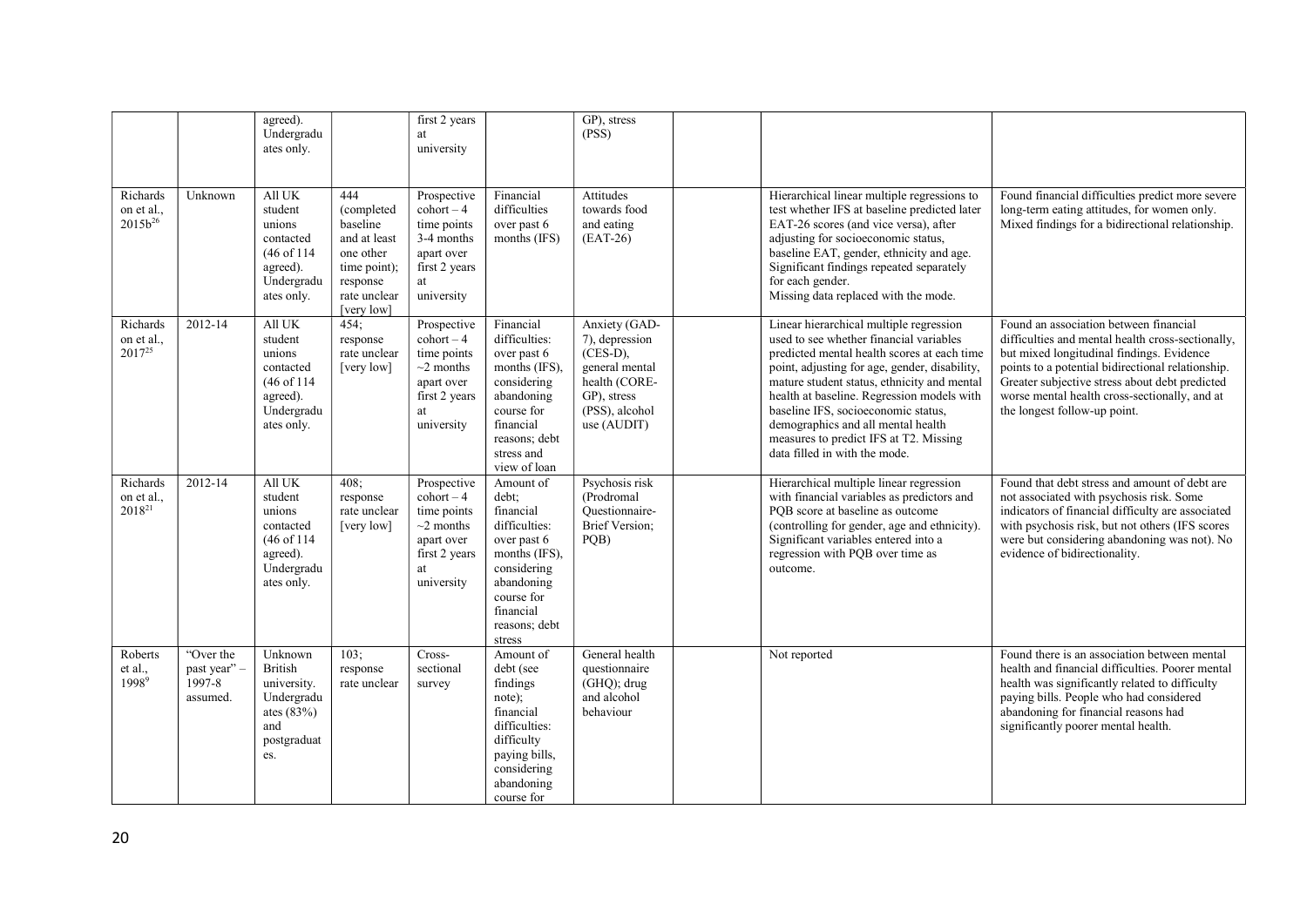| | | | | | | | | | |
|---|---|---|---|---|---|---|---|---|---|
| | | agreed). Undergraduates only. | | first 2 years at university | | GP), stress (PSS) | | | |
| Richards on et al., 2015b[26] | Unknown | All UK student unions contacted (46 of 114 agreed). Undergraduates only. | 444 (completed baseline and at least one other time point); response rate unclear [very low] | Prospective cohort – 4 time points 3-4 months apart over first 2 years at university | Financial difficulties over past 6 months (IFS) | Attitudes towards food and eating (EAT-26) | | Hierarchical linear multiple regressions to test whether IFS at baseline predicted later EAT-26 scores (and vice versa), after adjusting for socioeconomic status, baseline EAT, gender, ethnicity and age. Significant findings repeated separately for each gender. Missing data replaced with the mode. | Found financial difficulties predict more severe long-term eating attitudes, for women only. Mixed findings for a bidirectional relationship. |
| Richards on et al., 2017[25] | 2012-14 | All UK student unions contacted (46 of 114 agreed). Undergraduates only. | 454; response rate unclear [very low] | Prospective cohort – 4 time points ~2 months apart over first 2 years at university | Financial difficulties: over past 6 months (IFS), considering abandoning course for financial reasons; debt stress and view of loan | Anxiety (GAD-7), depression (CES-D), general mental health (CORE-GP), stress (PSS), alcohol use (AUDIT) | | Linear hierarchical multiple regression used to see whether financial variables predicted mental health scores at each time point, adjusting for age, gender, disability, mature student status, ethnicity and mental health at baseline. Regression models with baseline IFS, socioeconomic status, demographics and all mental health measures to predict IFS at T2. Missing data filled in with the mode. | Found an association between financial difficulties and mental health cross-sectionally, but mixed longitudinal findings. Evidence points to a potential bidirectional relationship. Greater subjective stress about debt predicted worse mental health cross-sectionally, and at the longest follow-up point. |
| Richards on et al., 2018[21] | 2012-14 | All UK student unions contacted (46 of 114 agreed). Undergraduates only. | 408; response rate unclear [very low] | Prospective cohort – 4 time points ~2 months apart over first 2 years at university | Amount of debt; financial difficulties: over past 6 months (IFS), considering abandoning course for financial reasons; debt stress | Psychosis risk (Prodromal Questionnaire-Brief Version; PQB) | | Hierarchical multiple linear regression with financial variables as predictors and PQB score at baseline as outcome (controlling for gender, age and ethnicity). Significant variables entered into a regression with PQB over time as outcome. | Found that debt stress and amount of debt are not associated with psychosis risk. Some indicators of financial difficulty are associated with psychosis risk, but not others (IFS scores were but considering abandoning was not). No evidence of bidirectionality. |
| Roberts et al., 1998[9] | "Over the past year" – 1997-8 assumed. | Unknown British university. Undergraduates (83%) and postgraduates. | 103; response rate unclear | Cross-sectional survey | Amount of debt (see findings note); financial difficulties: difficulty paying bills, considering abandoning course for | General health questionnaire (GHQ); drug and alcohol behaviour | | Not reported | Found there is an association between mental health and financial difficulties. Poorer mental health was significantly related to difficulty paying bills. People who had considered abandoning for financial reasons had significantly poorer mental health. |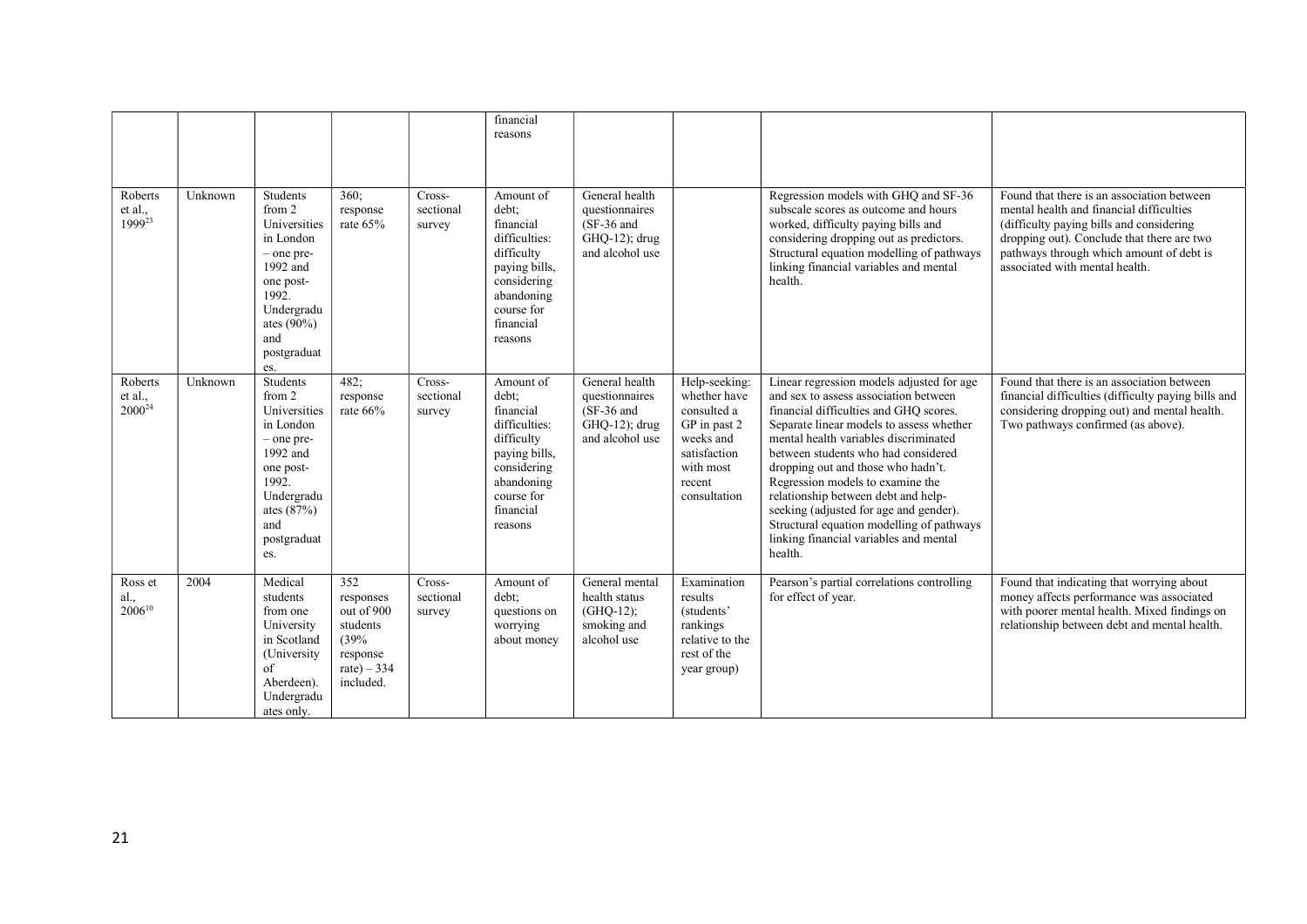| | | | | | | | | | |
|---|---|---|---|---|---|---|---|---|---|
| | | | | | financial reasons | | | | |
| Roberts et al., 1999[23] | Unknown | Students from 2 Universities in London – one pre-1992 and one post-1992. Undergraduates (90%) and postgraduates. | 360; response rate 65% | Cross-sectional survey | Amount of debt; financial difficulties: difficulty paying bills, considering abandoning course for financial reasons | General health questionnaires (SF-36 and GHQ-12); drug and alcohol use | | Regression models with GHQ and SF-36 subscale scores as outcome and hours worked, difficulty paying bills and considering dropping out as predictors. Structural equation modelling of pathways linking financial variables and mental health. | Found that there is an association between mental health and financial difficulties (difficulty paying bills and considering dropping out). Conclude that there are two pathways through which amount of debt is associated with mental health. |
| Roberts et al., 2000[24] | Unknown | Students from 2 Universities in London – one pre-1992 and one post-1992. Undergraduates (87%) and postgraduates. | 482; response rate 66% | Cross-sectional survey | Amount of debt; financial difficulties: difficulty paying bills, considering abandoning course for financial reasons | General health questionnaires (SF-36 and GHQ-12); drug and alcohol use | Help-seeking: whether have consulted a GP in past 2 weeks and satisfaction with most recent consultation | Linear regression models adjusted for age and sex to assess association between financial difficulties and GHQ scores. Separate linear models to assess whether mental health variables discriminated between students who had considered dropping out and those who hadn't. Regression models to examine the relationship between debt and help-seeking (adjusted for age and gender). Structural equation modelling of pathways linking financial variables and mental health. | Found that there is an association between financial difficulties (difficulty paying bills and considering dropping out) and mental health. Two pathways confirmed (as above). |
| Ross et al., 2006[10] | 2004 | Medical students from one University in Scotland (University of Aberdeen). Undergraduates only. | 352 responses out of 900 students (39% response rate) – 334 included. | Cross-sectional survey | Amount of debt; questions on worrying about money | General mental health status (GHQ-12); smoking and alcohol use | Examination results (students' rankings relative to the rest of the year group) | Pearson's partial correlations controlling for effect of year. | Found that indicating that worrying about money affects performance was associated with poorer mental health. Mixed findings on relationship between debt and mental health. |